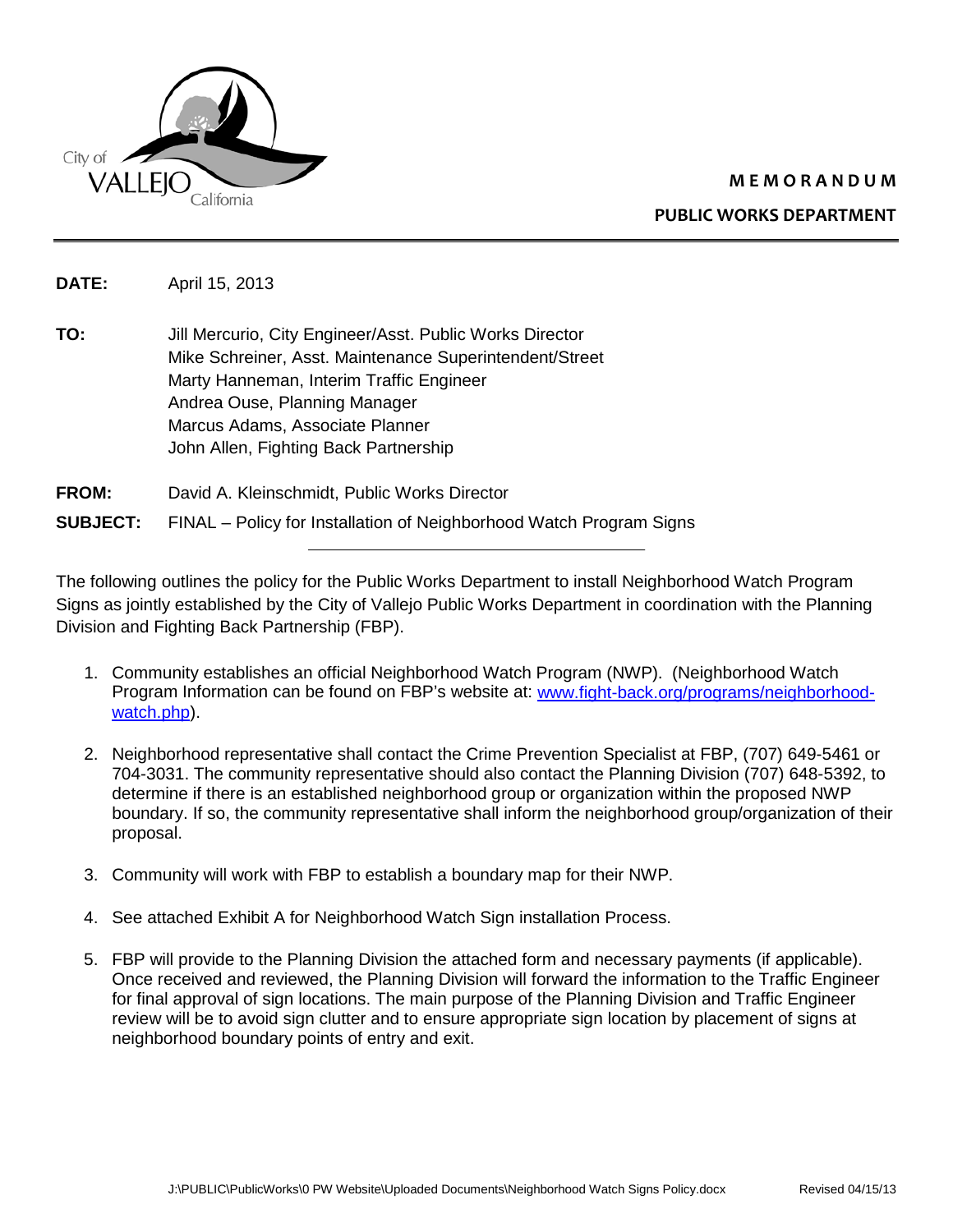City of VALLEJO California

**MEMORANDUM**

**PUBLIC WORKS DEPARTMENT**

---

**DATE:** April 15, 2013

**TO:** Jill Mercurio, City Engineer/Asst. Public Works Director
Mike Schreiner, Asst. Maintenance Superintendent/Street
Marty Hanneman, Interim Traffic Engineer
Andrea Ouse, Planning Manager
Marcus Adams, Associate Planner
John Allen, Fighting Back Partnership

**FROM:** David A. Kleinschmidt, Public Works Director

**SUBJECT:** FINAL – Policy for Installation of Neighborhood Watch Program Signs

---

The following outlines the policy for the Public Works Department to install Neighborhood Watch Program Signs as jointly established by the City of Vallejo Public Works Department in coordination with the Planning Division and Fighting Back Partnership (FBP).

1. Community establishes an official Neighborhood Watch Program (NWP). (Neighborhood Watch Program Information can be found on FBP's website at: [www.fight-back.org/programs/neighborhood-watch.php](www.fight-back.org/programs/neighborhood-watch.php)).
2. Neighborhood representative shall contact the Crime Prevention Specialist at FBP, (707) 649-5461 or 704-3031. The community representative should also contact the Planning Division (707) 648-5392, to determine if there is an established neighborhood group or organization within the proposed NWP boundary. If so, the community representative shall inform the neighborhood group/organization of their proposal.
3. Community will work with FBP to establish a boundary map for their NWP.
4. See attached Exhibit A for Neighborhood Watch Sign installation Process.
5. FBP will provide to the Planning Division the attached form and necessary payments (if applicable). Once received and reviewed, the Planning Division will forward the information to the Traffic Engineer for final approval of sign locations. The main purpose of the Planning Division and Traffic Engineer review will be to avoid sign clutter and to ensure appropriate sign location by placement of signs at neighborhood boundary points of entry and exit.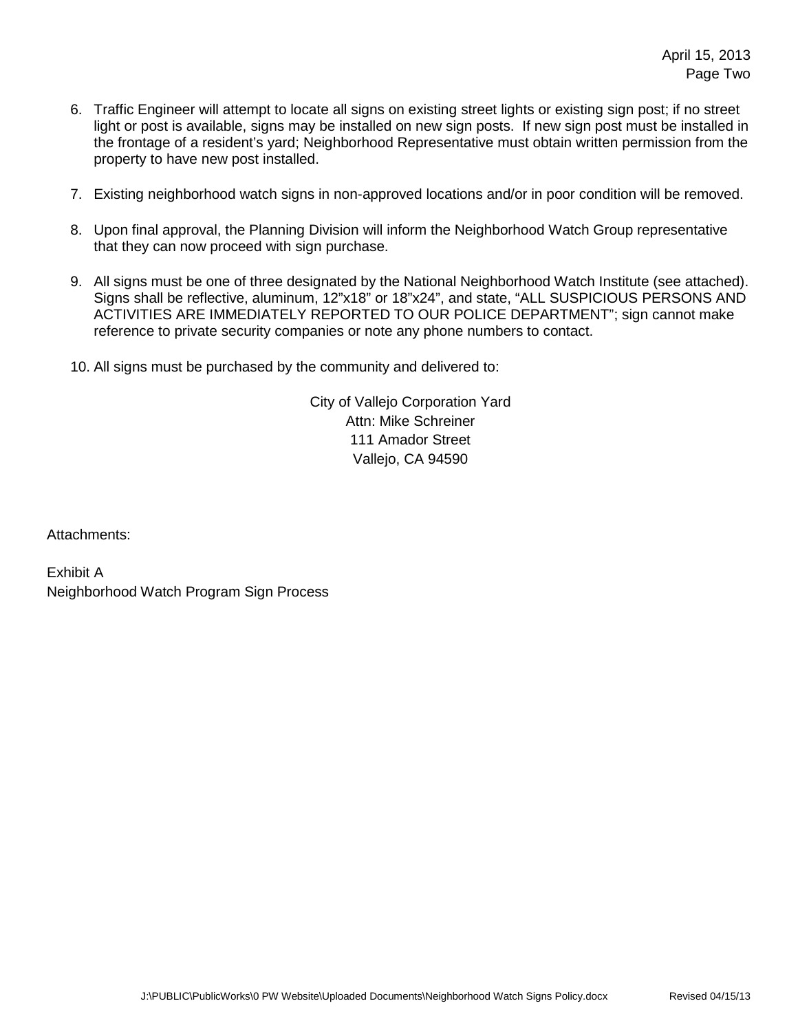6. Traffic Engineer will attempt to locate all signs on existing street lights or existing sign post; if no street light or post is available, signs may be installed on new sign posts. If new sign post must be installed in the frontage of a resident's yard; Neighborhood Representative must obtain written permission from the property to have new post installed.

7. Existing neighborhood watch signs in non-approved locations and/or in poor condition will be removed.

8. Upon final approval, the Planning Division will inform the Neighborhood Watch Group representative that they can now proceed with sign purchase.

9. All signs must be one of three designated by the National Neighborhood Watch Institute (see attached). Signs shall be reflective, aluminum, 12"x18" or 18"x24", and state, "ALL SUSPICIOUS PERSONS AND ACTIVITIES ARE IMMEDIATELY REPORTED TO OUR POLICE DEPARTMENT"; sign cannot make reference to private security companies or note any phone numbers to contact.

10. All signs must be purchased by the community and delivered to:

City of Vallejo Corporation Yard
Attn: Mike Schreiner
111 Amador Street
Vallejo, CA 94590

Attachments:

Exhibit A
Neighborhood Watch Program Sign Process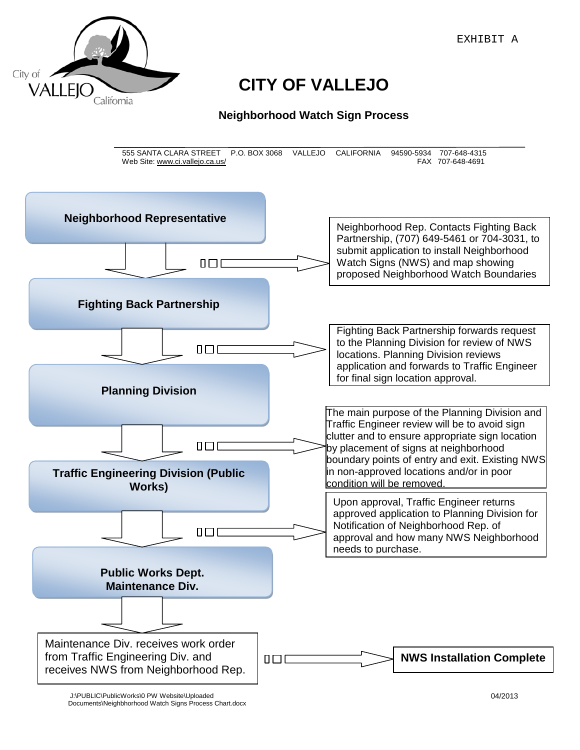EXHIBIT A

City of VALLEJO California

# CITY OF VALLEJO

## Neighborhood Watch Sign Process

555 SANTA CLARA STREET P.O. BOX 3068 VALLEJO CALIFORNIA 94590-5934 707-648-4315
Web Site: www.ci.vallejo.ca.us/ FAX 707-648-4691

**Neighborhood Representative**

Neighborhood Rep. Contacts Fighting Back Partnership, (707) 649-5461 or 704-3031, to submit application to install Neighborhood Watch Signs (NWS) and map showing proposed Neighborhood Watch Boundaries

**Fighting Back Partnership**

Fighting Back Partnership forwards request to the Planning Division for review of NWS locations. Planning Division reviews application and forwards to Traffic Engineer for final sign location approval.

**Planning Division**

The main purpose of the Planning Division and Traffic Engineer review will be to avoid sign clutter and to ensure appropriate sign location by placement of signs at neighborhood boundary points of entry and exit. Existing NWS in non-approved locations and/or in poor condition will be removed.

**Traffic Engineering Division (Public Works)**

Upon approval, Traffic Engineer returns approved application to Planning Division for Notification of Neighborhood Rep. of approval and how many NWS Neighborhood needs to purchase.

**Public Works Dept. Maintenance Div.**

Maintenance Div. receives work order from Traffic Engineering Div. and receives NWS from Neighborhood Rep.

**NWS Installation Complete**

J:\PUBLIC\PublicWorks\0 PW Website\Uploaded Documents\Neighbhorhood Watch Signs Process Chart.docx

04/2013